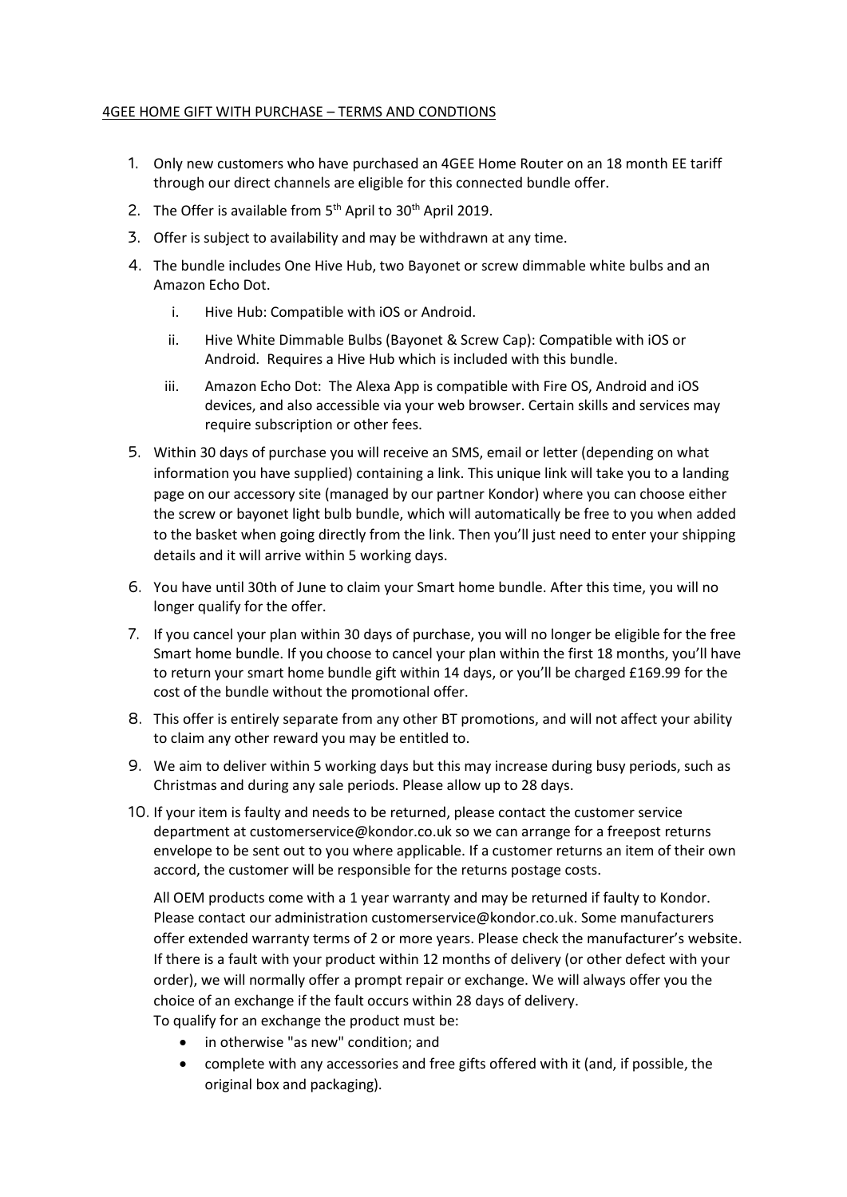<u>4GEE HOME GIFT WITH PURCHASE – TERMS AND CONDTIONS</u>

1. Only new customers who have purchased an 4GEE Home Router on an 18 month EE tariff through our direct channels are eligible for this connected bundle offer.
2. The Offer is available from 5th April to 30th April 2019.
3. Offer is subject to availability and may be withdrawn at any time.
4. The bundle includes One Hive Hub, two Bayonet or screw dimmable white bulbs and an Amazon Echo Dot.
   i. Hive Hub: Compatible with iOS or Android.
   ii. Hive White Dimmable Bulbs (Bayonet & Screw Cap): Compatible with iOS or Android. Requires a Hive Hub which is included with this bundle.
   iii. Amazon Echo Dot: The Alexa App is compatible with Fire OS, Android and iOS devices, and also accessible via your web browser. Certain skills and services may require subscription or other fees.
5. Within 30 days of purchase you will receive an SMS, email or letter (depending on what information you have supplied) containing a link. This unique link will take you to a landing page on our accessory site (managed by our partner Kondor) where you can choose either the screw or bayonet light bulb bundle, which will automatically be free to you when added to the basket when going directly from the link. Then you'll just need to enter your shipping details and it will arrive within 5 working days.
6. You have until 30th of June to claim your Smart home bundle. After this time, you will no longer qualify for the offer.
7. If you cancel your plan within 30 days of purchase, you will no longer be eligible for the free Smart home bundle. If you choose to cancel your plan within the first 18 months, you'll have to return your smart home bundle gift within 14 days, or you'll be charged £169.99 for the cost of the bundle without the promotional offer.
8. This offer is entirely separate from any other BT promotions, and will not affect your ability to claim any other reward you may be entitled to.
9. We aim to deliver within 5 working days but this may increase during busy periods, such as Christmas and during any sale periods. Please allow up to 28 days.
10. If your item is faulty and needs to be returned, please contact the customer service department at customerservice@kondor.co.uk so we can arrange for a freepost returns envelope to be sent out to you where applicable. If a customer returns an item of their own accord, the customer will be responsible for the returns postage costs.

    All OEM products come with a 1 year warranty and may be returned if faulty to Kondor. Please contact our administration customerservice@kondor.co.uk. Some manufacturers offer extended warranty terms of 2 or more years. Please check the manufacturer's website. If there is a fault with your product within 12 months of delivery (or other defect with your order), we will normally offer a prompt repair or exchange. We will always offer you the choice of an exchange if the fault occurs within 28 days of delivery.
    To qualify for an exchange the product must be:
    - in otherwise "as new" condition; and
    - complete with any accessories and free gifts offered with it (and, if possible, the original box and packaging).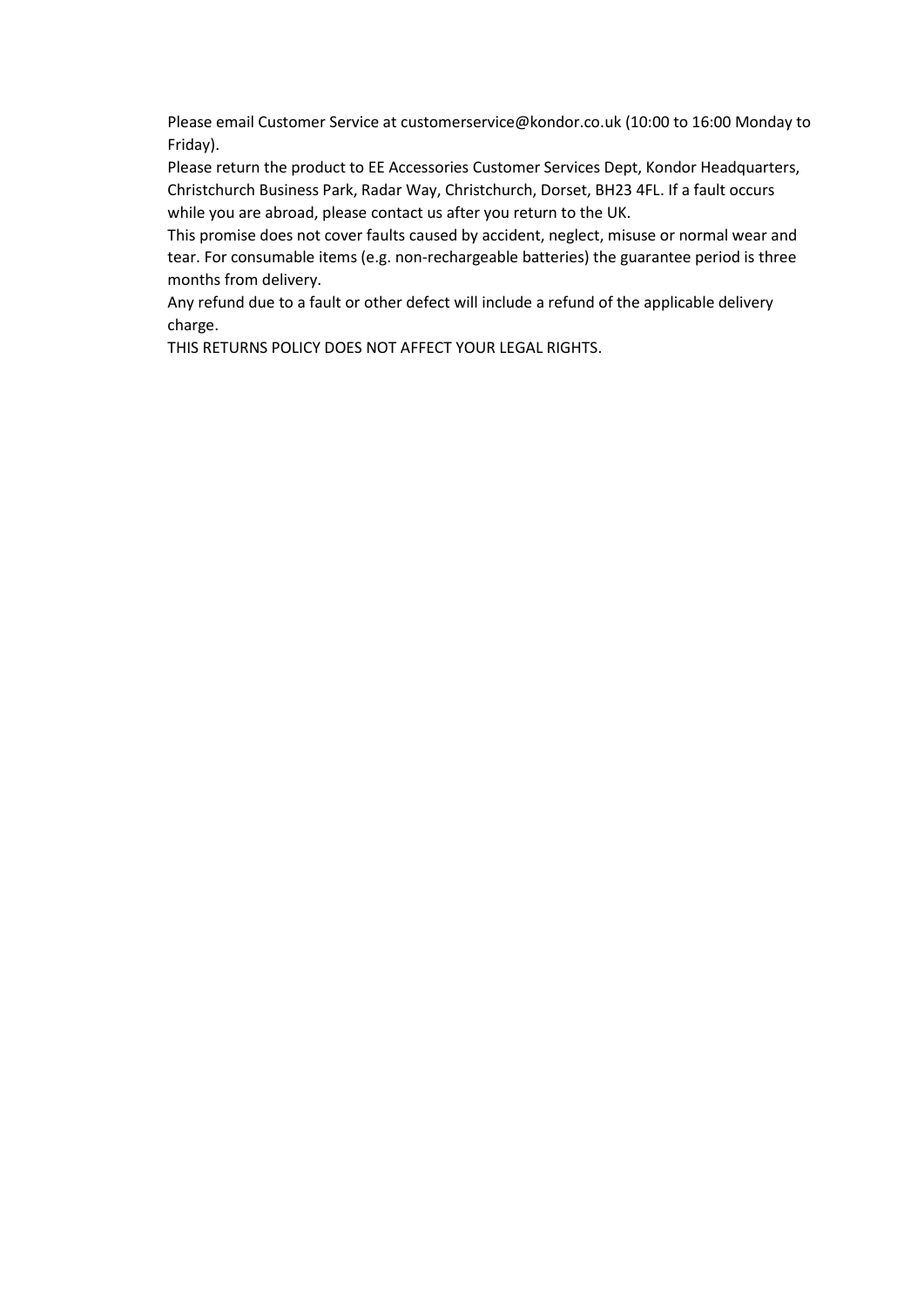Please email Customer Service at customerservice@kondor.co.uk (10:00 to 16:00 Monday to Friday).

Please return the product to EE Accessories Customer Services Dept, Kondor Headquarters, Christchurch Business Park, Radar Way, Christchurch, Dorset, BH23 4FL. If a fault occurs while you are abroad, please contact us after you return to the UK.

This promise does not cover faults caused by accident, neglect, misuse or normal wear and tear. For consumable items (e.g. non-rechargeable batteries) the guarantee period is three months from delivery.

Any refund due to a fault or other defect will include a refund of the applicable delivery charge.

THIS RETURNS POLICY DOES NOT AFFECT YOUR LEGAL RIGHTS.